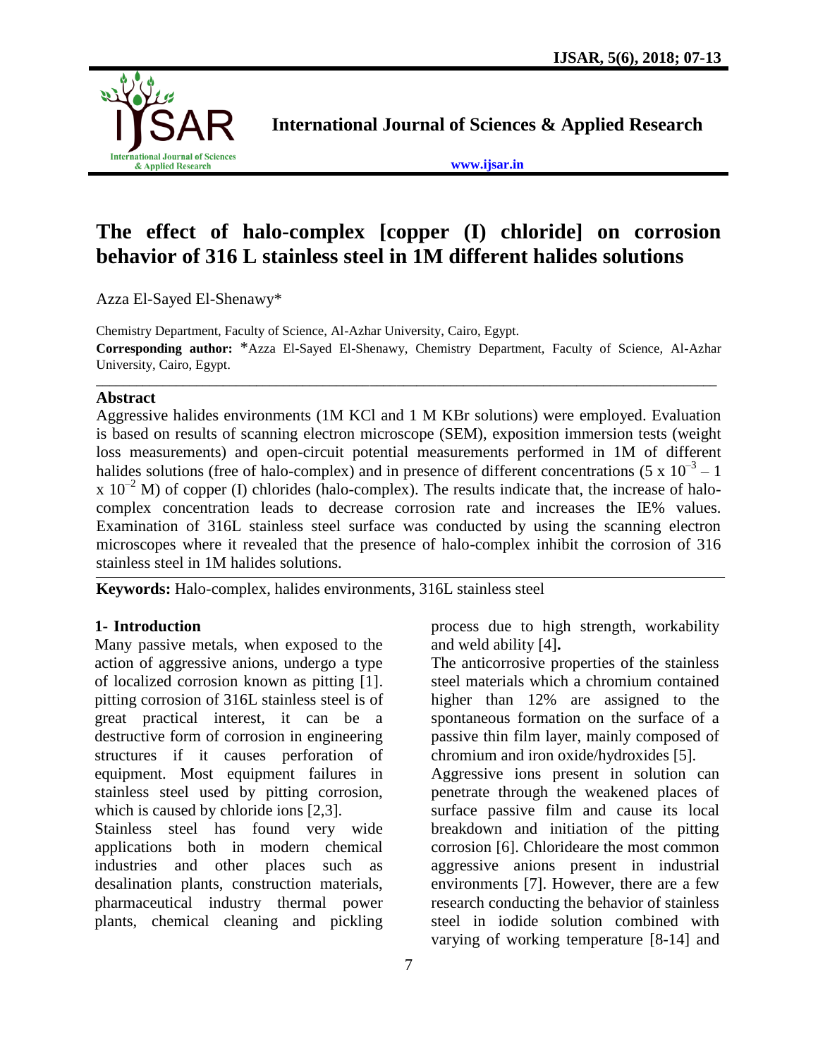International Journal of Sciences & Applied Research

www.ijsar.in

# The effect of halo-complex [copper (I) chloride] on corrosion behavior of 316 L stainless steel in 1M different halides solutions

Azza El-Sayed El-Shenawy*

Chemistry Department, Faculty of Science, Al-Azhar University, Cairo, Egypt.

**Corresponding author:** *Azza El-Sayed El-Shenawy, Chemistry Department, Faculty of Science, Al-Azhar University, Cairo, Egypt.

## Abstract

Aggressive halides environments (1M KCl and 1 M KBr solutions) were employed. Evaluation is based on results of scanning electron microscope (SEM), exposition immersion tests (weight loss measurements) and open-circuit potential measurements performed in 1M of different halides solutions (free of halo-complex) and in presence of different concentrations ($5 \times 10^{-3} - 1 \times 10^{-2}$ M) of copper (I) chlorides (halo-complex). The results indicate that, the increase of halo-complex concentration leads to decrease corrosion rate and increases the IE% values. Examination of 316L stainless steel surface was conducted by using the scanning electron microscopes where it revealed that the presence of halo-complex inhibit the corrosion of 316 stainless steel in 1M halides solutions.

**Keywords:** Halo-complex, halides environments, 316L stainless steel

## 1- Introduction

Many passive metals, when exposed to the action of aggressive anions, undergo a type of localized corrosion known as pitting [1]. pitting corrosion of 316L stainless steel is of great practical interest, it can be a destructive form of corrosion in engineering structures if it causes perforation of equipment. Most equipment failures in stainless steel used by pitting corrosion, which is caused by chloride ions [2,3].

Stainless steel has found very wide applications both in modern chemical industries and other places such as desalination plants, construction materials, pharmaceutical industry thermal power plants, chemical cleaning and pickling process due to high strength, workability and weld ability [4].

The anticorrosive properties of the stainless steel materials which a chromium contained higher than 12% are assigned to the spontaneous formation on the surface of a passive thin film layer, mainly composed of chromium and iron oxide/hydroxides [5].

Aggressive ions present in solution can penetrate through the weakened places of surface passive film and cause its local breakdown and initiation of the pitting corrosion [6]. Chlorideare the most common aggressive anions present in industrial environments [7]. However, there are a few research conducting the behavior of stainless steel in iodide solution combined with varying of working temperature [8-14] and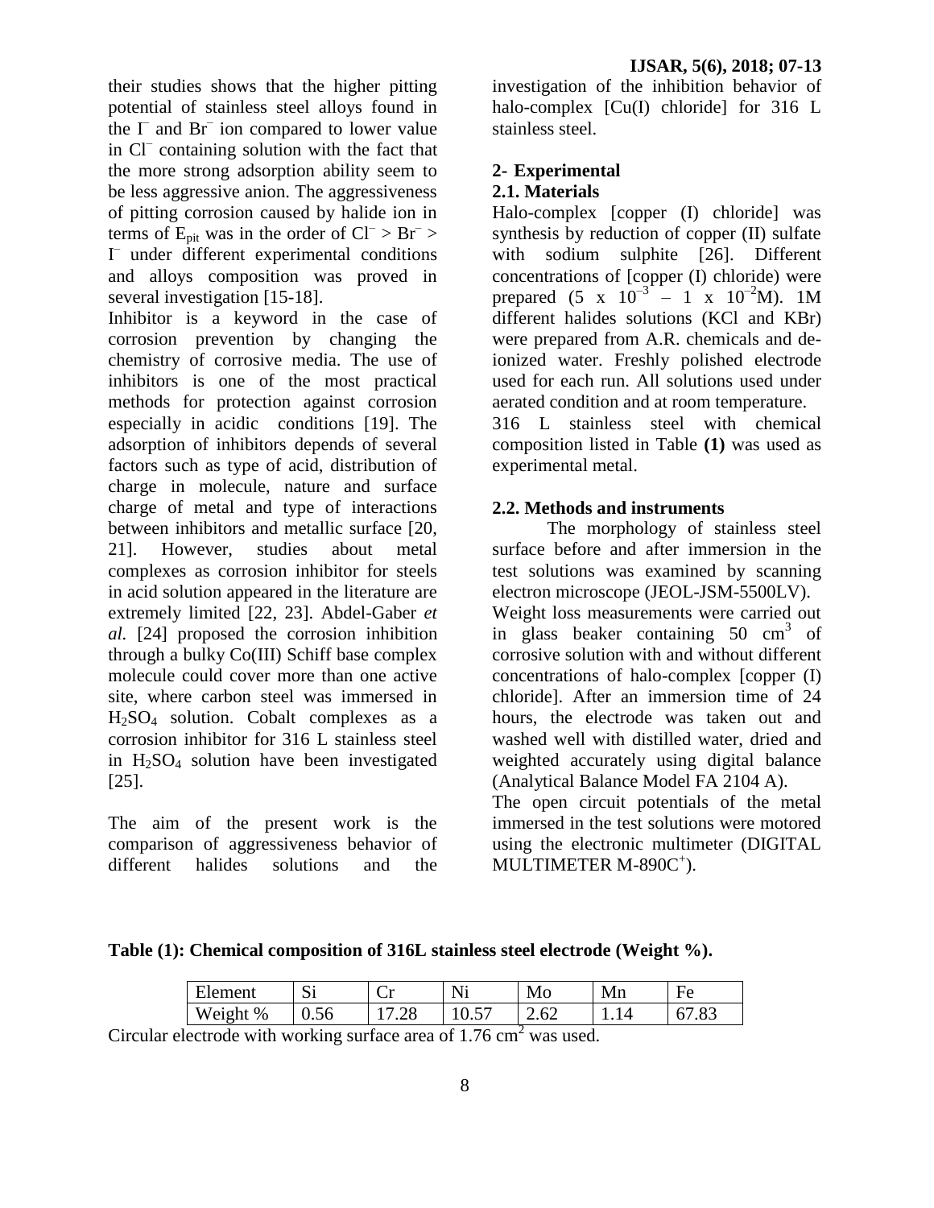their studies shows that the higher pitting potential of stainless steel alloys found in the $I^-$ and $Br^-$ ion compared to lower value in $Cl^-$ containing solution with the fact that the more strong adsorption ability seem to be less aggressive anion. The aggressiveness of pitting corrosion caused by halide ion in terms of $E_{pit}$ was in the order of $Cl^- > Br^- > I^-$ under different experimental conditions and alloys composition was proved in several investigation [15-18].

Inhibitor is a keyword in the case of corrosion prevention by changing the chemistry of corrosive media. The use of inhibitors is one of the most practical methods for protection against corrosion especially in acidic conditions [19]. The adsorption of inhibitors depends of several factors such as type of acid, distribution of charge in molecule, nature and surface charge of metal and type of interactions between inhibitors and metallic surface [20, 21]. However, studies about metal complexes as corrosion inhibitor for steels in acid solution appeared in the literature are extremely limited [22, 23]. Abdel-Gaber *et al.* [24] proposed the corrosion inhibition through a bulky Co(III) Schiff base complex molecule could cover more than one active site, where carbon steel was immersed in $H_2SO_4$ solution. Cobalt complexes as a corrosion inhibitor for 316 L stainless steel in $H_2SO_4$ solution have been investigated [25].

The aim of the present work is the comparison of aggressiveness behavior of different halides solutions and the investigation of the inhibition behavior of halo-complex [Cu(I) chloride] for 316 L stainless steel.

## 2- Experimental

### 2.1. Materials

Halo-complex [copper (I) chloride] was synthesis by reduction of copper (II) sulfate with sodium sulphite [26]. Different concentrations of [copper (I) chloride) were prepared ($5 \times 10^{-3} - 1 \times 10^{-2}$M). 1M different halides solutions (KCl and KBr) were prepared from A.R. chemicals and de-ionized water. Freshly polished electrode used for each run. All solutions used under aerated condition and at room temperature.

316 L stainless steel with chemical composition listed in Table **(1)** was used as experimental metal.

### 2.2. Methods and instruments

The morphology of stainless steel surface before and after immersion in the test solutions was examined by scanning electron microscope (JEOL-JSM-5500LV).

Weight loss measurements were carried out in glass beaker containing 50 $cm^3$ of corrosive solution with and without different concentrations of halo-complex [copper (I) chloride]. After an immersion time of 24 hours, the electrode was taken out and washed well with distilled water, dried and weighted accurately using digital balance (Analytical Balance Model FA 2104 A).

The open circuit potentials of the metal immersed in the test solutions were motored using the electronic multimeter (DIGITAL MULTIMETER M-890C$^+$).

**Table (1): Chemical composition of 316L stainless steel electrode (Weight %).**

| Element | Si | Cr | Ni | Mo | Mn | Fe |
|---|---|---|---|---|---|---|
| Weight % | 0.56 | 17.28 | 10.57 | 2.62 | 1.14 | 67.83 |

Circular electrode with working surface area of 1.76 $cm^2$ was used.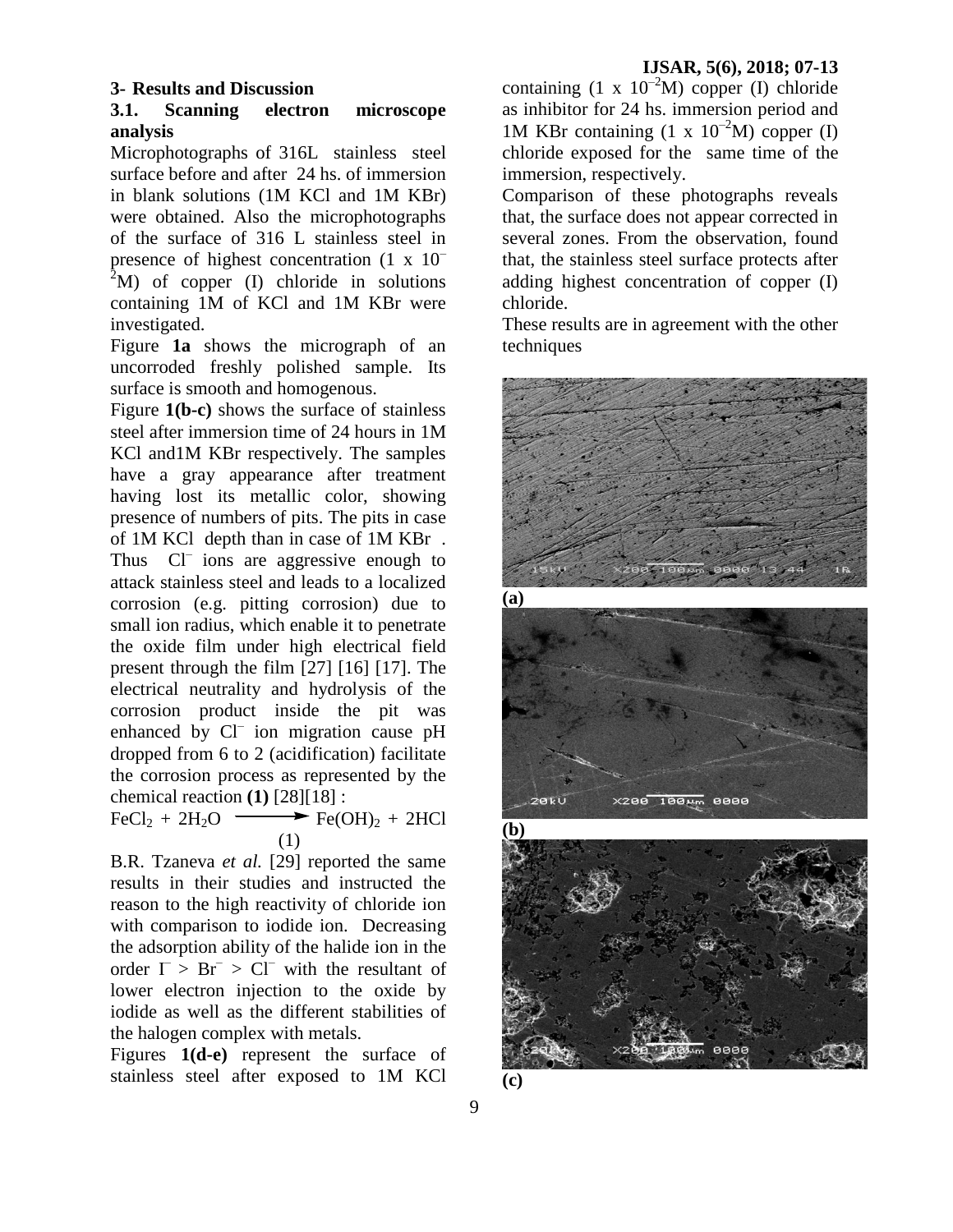### 3- Results and Discussion

### 3.1. Scanning electron microscope analysis

Microphotographs of 316L stainless steel surface before and after 24 hs. of immersion in blank solutions (1M KCl and 1M KBr) were obtained. Also the microphotographs of the surface of 316 L stainless steel in presence of highest concentration (1 x $10^{-2}$M) of copper (I) chloride in solutions containing 1M of KCl and 1M KBr were investigated.

Figure **1a** shows the micrograph of an uncorroded freshly polished sample. Its surface is smooth and homogenous.

Figure **1(b-c)** shows the surface of stainless steel after immersion time of 24 hours in 1M KCl and1M KBr respectively. The samples have a gray appearance after treatment having lost its metallic color, showing presence of numbers of pits. The pits in case of 1M KCl depth than in case of 1M KBr . Thus $Cl^-$ ions are aggressive enough to attack stainless steel and leads to a localized corrosion (e.g. pitting corrosion) due to small ion radius, which enable it to penetrate the oxide film under high electrical field present through the film [27] [16] [17]. The electrical neutrality and hydrolysis of the corrosion product inside the pit was enhanced by $Cl^-$ ion migration cause pH dropped from 6 to 2 (acidification) facilitate the corrosion process as represented by the chemical reaction **(1)** [28][18] :

$$FeCl_2 + 2H_2O \longrightarrow Fe(OH)_2 + 2HCl \quad (1)$$

B.R. Tzaneva *et al.* [29] reported the same results in their studies and instructed the reason to the high reactivity of chloride ion with comparison to iodide ion. Decreasing the adsorption ability of the halide ion in the order $I^- > Br^- > Cl^-$ with the resultant of lower electron injection to the oxide by iodide as well as the different stabilities of the halogen complex with metals.

Figures **1(d-e)** represent the surface of stainless steel after exposed to 1M KCl containing (1 x $10^{-2}$M) copper (I) chloride as inhibitor for 24 hs. immersion period and 1M KBr containing (1 x $10^{-2}$M) copper (I) chloride exposed for the same time of the immersion, respectively.

Comparison of these photographs reveals that, the surface does not appear corrected in several zones. From the observation, found that, the stainless steel surface protects after adding highest concentration of copper (I) chloride.

These results are in agreement with the other techniques

**(a)**

**(b)**

**(c)**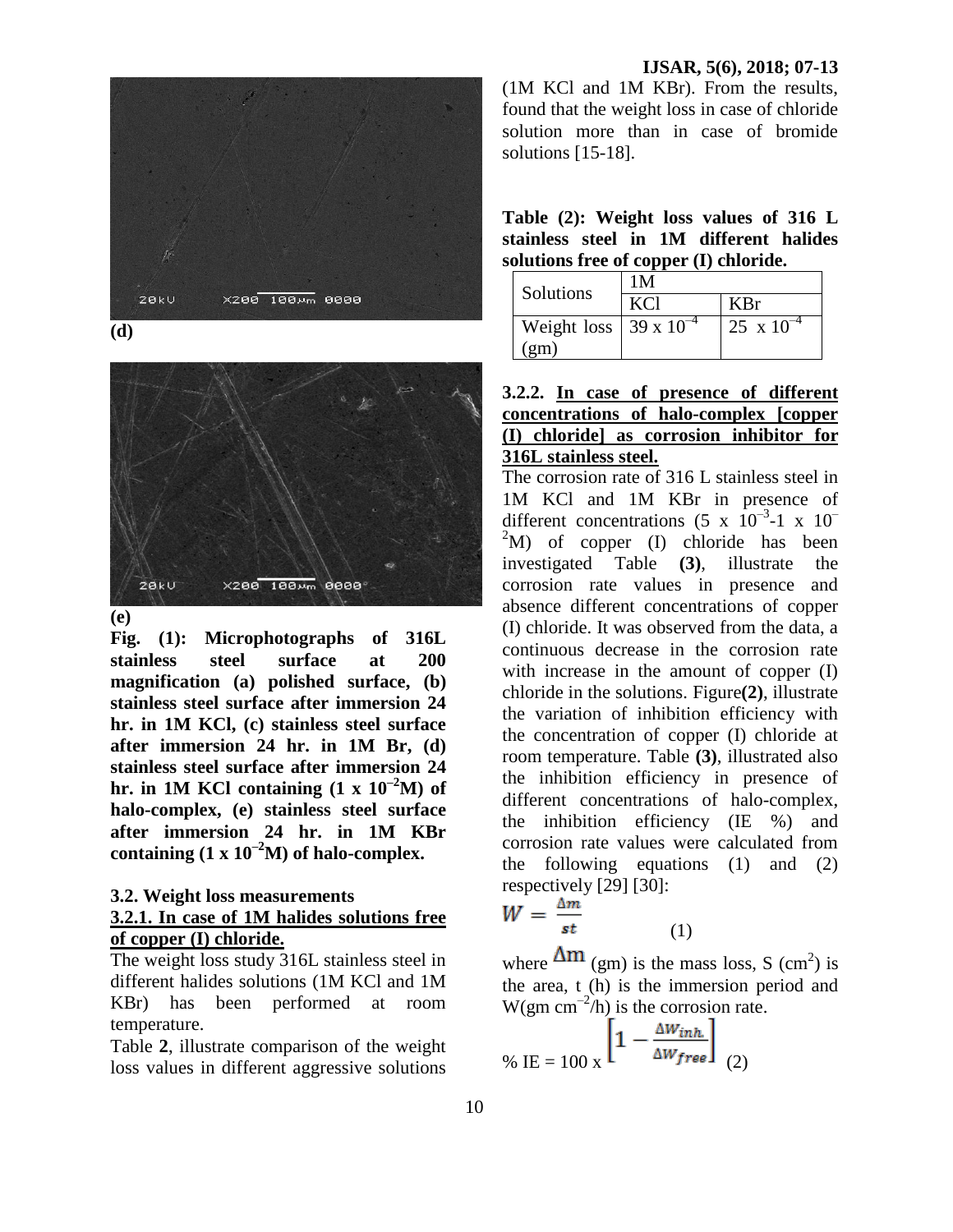(d)

(e)

**Fig. (1): Microphotographs of 316L stainless steel surface at 200 magnification (a) polished surface, (b) stainless steel surface after immersion 24 hr. in 1M KCl, (c) stainless steel surface after immersion 24 hr. in 1M Br, (d) stainless steel surface after immersion 24 hr. in 1M KCl containing ($1 \times 10^{-2}$M) of halo-complex, (e) stainless steel surface after immersion 24 hr. in 1M KBr containing ($1 \times 10^{-2}$M) of halo-complex.**

### 3.2. Weight loss measurements

#### 3.2.1. In case of 1M halides solutions free of copper (I) chloride.

The weight loss study 316L stainless steel in different halides solutions (1M KCl and 1M KBr) has been performed at room temperature.

Table **2**, illustrate comparison of the weight loss values in different aggressive solutions (1M KCl and 1M KBr). From the results, found that the weight loss in case of chloride solution more than in case of bromide solutions [15-18].

**Table (2): Weight loss values of 316 L stainless steel in 1M different halides solutions free of copper (I) chloride.**

| Solutions | 1M | |
|---|---|---|
| | KCl | KBr |
| Weight loss (gm) | $39 \times 10^{-4}$ | $25 \times 10^{-4}$ |

#### 3.2.2. In case of presence of different concentrations of halo-complex [copper (I) chloride] as corrosion inhibitor for 316L stainless steel.

The corrosion rate of 316 L stainless steel in 1M KCl and 1M KBr in presence of different concentrations ($5 \times 10^{-3}$-$1 \times 10^{-2}$M) of copper (I) chloride has been investigated Table **(3)**, illustrate the corrosion rate values in presence and absence different concentrations of copper (I) chloride. It was observed from the data, a continuous decrease in the corrosion rate with increase in the amount of copper (I) chloride in the solutions. Figure**(2)**, illustrate the variation of inhibition efficiency with the concentration of copper (I) chloride at room temperature. Table **(3)**, illustrated also the inhibition efficiency in presence of different concentrations of halo-complex, the inhibition efficiency (IE %) and corrosion rate values were calculated from the following equations (1) and (2) respectively [29] [30]:

$$W = \frac{\Delta m}{st} \quad (1)$$

where $\Delta m$ (gm) is the mass loss, S (cm$^2$) is the area, t (h) is the immersion period and W(gm cm$^{-2}$/h) is the corrosion rate.

$$\% \text{ IE} = 100 \times \left[1 - \frac{\Delta W_{inh.}}{\Delta W_{free}}\right] \quad (2)$$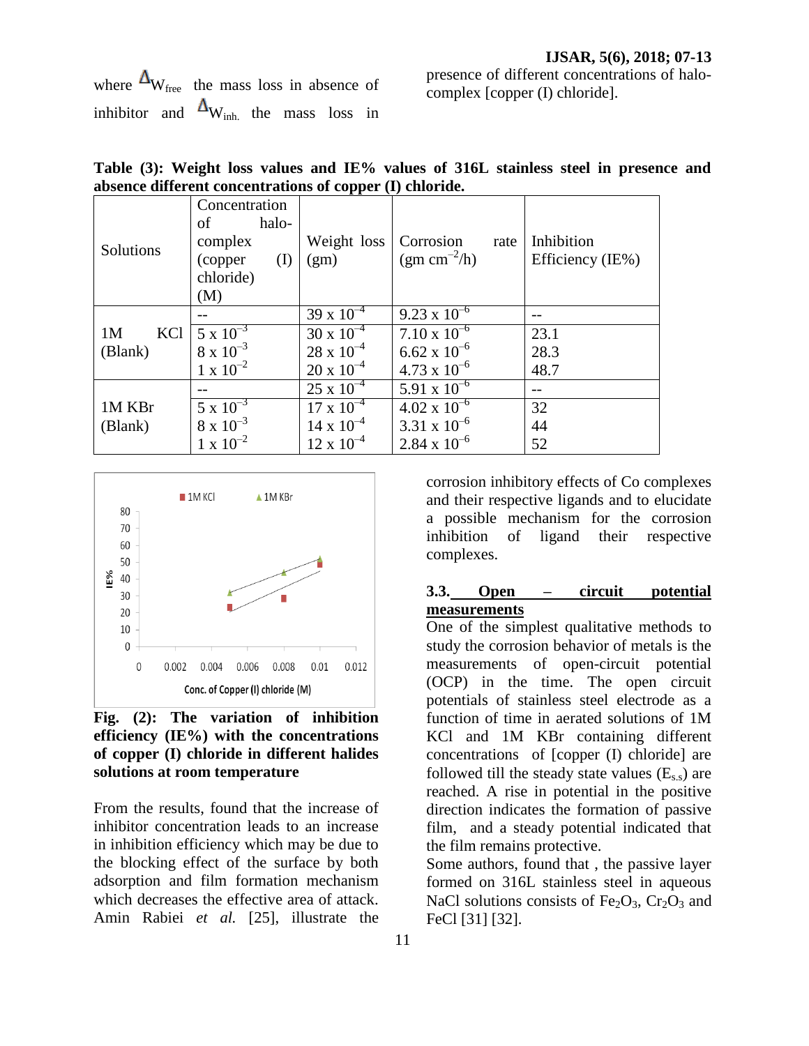where $\Delta W_{free}$ the mass loss in absence of inhibitor and $\Delta W_{inh.}$ the mass loss in presence of different concentrations of halo-complex [copper (I) chloride].

**Table (3): Weight loss values and IE% values of 316L stainless steel in presence and absence different concentrations of copper (I) chloride.**

| Solutions | Concentration of halo-complex (copper (I) chloride) (M) | Weight loss (gm) | Corrosion rate (gm $cm^{-2}$/h) | Inhibition Efficiency (IE%) |
|---|---|---|---|---|
| 1M KCl (Blank) | -- | $39 \times 10^{-4}$ | $9.23 \times 10^{-6}$ | -- |
| | $5 \times 10^{-3}$ | $30 \times 10^{-4}$ | $7.10 \times 10^{-6}$ | 23.1 |
| | $8 \times 10^{-3}$ | $28 \times 10^{-4}$ | $6.62 \times 10^{-6}$ | 28.3 |
| | $1 \times 10^{-2}$ | $20 \times 10^{-4}$ | $4.73 \times 10^{-6}$ | 48.7 |
| 1M KBr (Blank) | -- | $25 \times 10^{-4}$ | $5.91 \times 10^{-6}$ | -- |
| | $5 \times 10^{-3}$ | $17 \times 10^{-4}$ | $4.02 \times 10^{-6}$ | 32 |
| | $8 \times 10^{-3}$ | $14 \times 10^{-4}$ | $3.31 \times 10^{-6}$ | 44 |
| | $1 \times 10^{-2}$ | $12 \times 10^{-4}$ | $2.84 \times 10^{-6}$ | 52 |

**Fig. (2): The variation of inhibition efficiency (IE%) with the concentrations of copper (I) chloride in different halides solutions at room temperature**

From the results, found that the increase of inhibitor concentration leads to an increase in inhibition efficiency which may be due to the blocking effect of the surface by both adsorption and film formation mechanism which decreases the effective area of attack. Amin Rabiei *et al.* [25], illustrate the corrosion inhibitory effects of Co complexes and their respective ligands and to elucidate a possible mechanism for the corrosion inhibition of ligand their respective complexes.

### 3.3. Open – circuit potential measurements

One of the simplest qualitative methods to study the corrosion behavior of metals is the measurements of open-circuit potential (OCP) in the time. The open circuit potentials of stainless steel electrode as a function of time in aerated solutions of 1M KCl and 1M KBr containing different concentrations of [copper (I) chloride] are followed till the steady state values ($E_{s.s}$) are reached. A rise in potential in the positive direction indicates the formation of passive film, and a steady potential indicated that the film remains protective.

Some authors, found that , the passive layer formed on 316L stainless steel in aqueous NaCl solutions consists of $Fe_2O_3$, $Cr_2O_3$ and FeCl [31] [32].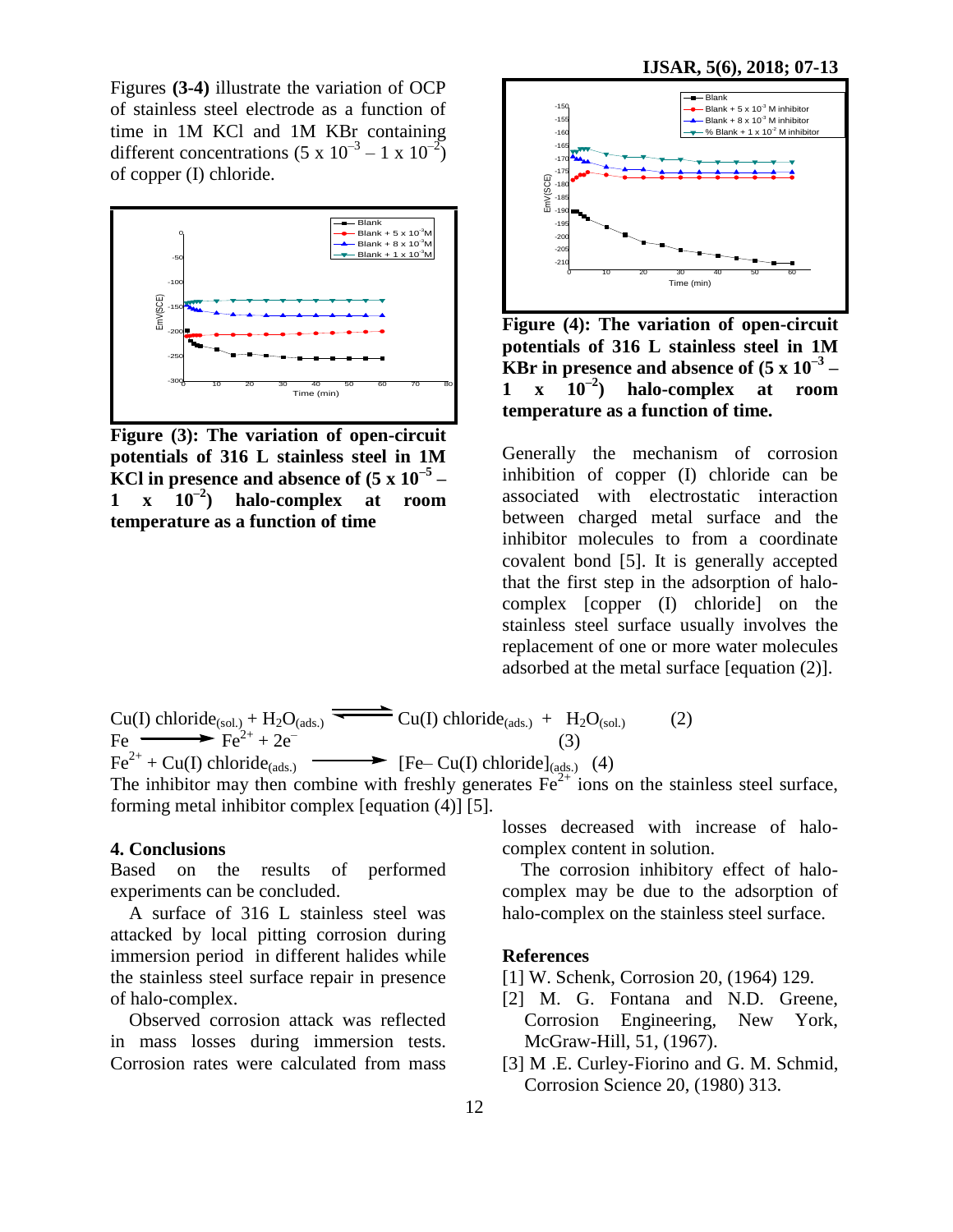Figures **(3-4)** illustrate the variation of OCP of stainless steel electrode as a function of time in 1M KCl and 1M KBr containing different concentrations ($5 \times 10^{-3} - 1 \times 10^{-2}$) of copper (I) chloride.

**Figure (3): The variation of open-circuit potentials of 316 L stainless steel in 1M KCl in presence and absence of ($5 \times 10^{-5} - 1 \times 10^{-2}$) halo-complex at room temperature as a function of time**

**Figure (4): The variation of open-circuit potentials of 316 L stainless steel in 1M KBr in presence and absence of ($5 \times 10^{-3} - 1 \times 10^{-2}$) halo-complex at room temperature as a function of time.**

Generally the mechanism of corrosion inhibition of copper (I) chloride can be associated with electrostatic interaction between charged metal surface and the inhibitor molecules to from a coordinate covalent bond [5]. It is generally accepted that the first step in the adsorption of halo-complex [copper (I) chloride] on the stainless steel surface usually involves the replacement of one or more water molecules adsorbed at the metal surface [equation (2)].

$$\text{Cu(I) chloride}_{(sol.)} + H_2O_{(ads.)} \rightleftharpoons \text{Cu(I) chloride}_{(ads.)} + H_2O_{(sol.)} \quad (2)$$

$$Fe \longrightarrow Fe^{2+} + 2e^- \quad (3)$$

$$Fe^{2+} + \text{Cu(I) chloride}_{(ads.)} \longrightarrow [\text{Fe– Cu(I) chloride}]_{(ads.)} \quad (4)$$

The inhibitor may then combine with freshly generates $Fe^{2+}$ ions on the stainless steel surface, forming metal inhibitor complex [equation (4)] [5].

## 4. Conclusions

Based on the results of performed experiments can be concluded.

A surface of 316 L stainless steel was attacked by local pitting corrosion during immersion period in different halides while the stainless steel surface repair in presence of halo-complex.

Observed corrosion attack was reflected in mass losses during immersion tests. Corrosion rates were calculated from mass losses decreased with increase of halo-complex content in solution.

The corrosion inhibitory effect of halo-complex may be due to the adsorption of halo-complex on the stainless steel surface.

## References

[1] W. Schenk, Corrosion 20, (1964) 129.

[2] M. G. Fontana and N.D. Greene, Corrosion Engineering, New York, McGraw-Hill, 51, (1967).

[3] M .E. Curley-Fiorino and G. M. Schmid, Corrosion Science 20, (1980) 313.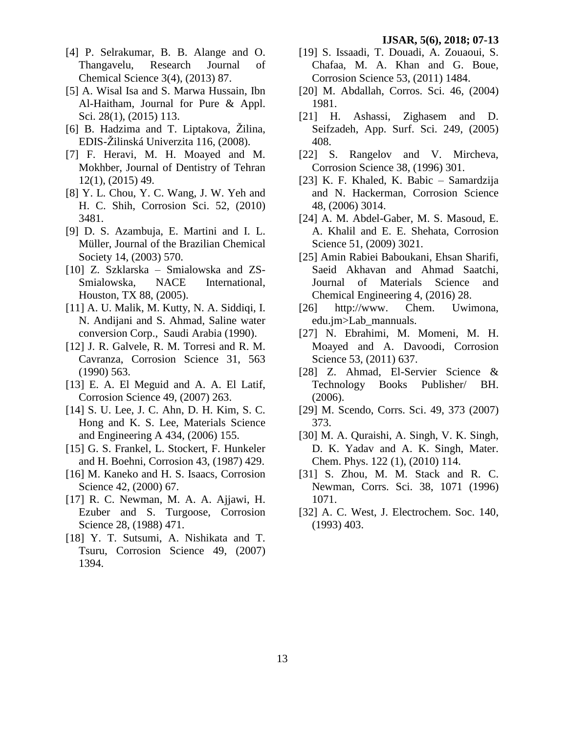[4] P. Selrakumar, B. B. Alange and O. Thangavelu, Research Journal of Chemical Science 3(4), (2013) 87.

[5] A. Wisal Isa and S. Marwa Hussain, Ibn Al-Haitham, Journal for Pure & Appl. Sci. 28(1), (2015) 113.

[6] B. Hadzima and T. Liptakova, Žilina, EDIS-Žilinská Univerzita 116, (2008).

[7] F. Heravi, M. H. Moayed and M. Mokhber, Journal of Dentistry of Tehran 12(1), (2015) 49.

[8] Y. L. Chou, Y. C. Wang, J. W. Yeh and H. C. Shih, Corrosion Sci. 52, (2010) 3481.

[9] D. S. Azambuja, E. Martini and I. L. Müller, Journal of the Brazilian Chemical Society 14, (2003) 570.

[10] Z. Szklarska – Smialowska and ZS-Smialowska, NACE International, Houston, TX 88, (2005).

[11] A. U. Malik, M. Kutty, N. A. Siddiqi, I. N. Andijani and S. Ahmad, Saline water conversion Corp., Saudi Arabia (1990).

[12] J. R. Galvele, R. M. Torresi and R. M. Cavranza, Corrosion Science 31, 563 (1990) 563.

[13] E. A. El Meguid and A. A. El Latif, Corrosion Science 49, (2007) 263.

[14] S. U. Lee, J. C. Ahn, D. H. Kim, S. C. Hong and K. S. Lee, Materials Science and Engineering A 434, (2006) 155.

[15] G. S. Frankel, L. Stockert, F. Hunkeler and H. Boehni, Corrosion 43, (1987) 429.

[16] M. Kaneko and H. S. Isaacs, Corrosion Science 42, (2000) 67.

[17] R. C. Newman, M. A. A. Ajjawi, H. Ezuber and S. Turgoose, Corrosion Science 28, (1988) 471.

[18] Y. T. Sutsumi, A. Nishikata and T. Tsuru, Corrosion Science 49, (2007) 1394.

[19] S. Issaadi, T. Douadi, A. Zouaoui, S. Chafaa, M. A. Khan and G. Boue, Corrosion Science 53, (2011) 1484.

[20] M. Abdallah, Corros. Sci. 46, (2004) 1981.

[21] H. Ashassi, Zighasem and D. Seifzadeh, App. Surf. Sci. 249, (2005) 408.

[22] S. Rangelov and V. Mircheva, Corrosion Science 38, (1996) 301.

[23] K. F. Khaled, K. Babic – Samardzija and N. Hackerman, Corrosion Science 48, (2006) 3014.

[24] A. M. Abdel-Gaber, M. S. Masoud, E. A. Khalil and E. E. Shehata, Corrosion Science 51, (2009) 3021.

[25] Amin Rabiei Baboukani, Ehsan Sharifi, Saeid Akhavan and Ahmad Saatchi, Journal of Materials Science and Chemical Engineering 4, (2016) 28.

[26] http://www. Chem. Uwimona, edu.jm>Lab_mannuals.

[27] N. Ebrahimi, M. Momeni, M. H. Moayed and A. Davoodi, Corrosion Science 53, (2011) 637.

[28] Z. Ahmad, El-Servier Science & Technology Books Publisher/ BH. (2006).

[29] M. Scendo, Corrs. Sci. 49, 373 (2007) 373.

[30] M. A. Quraishi, A. Singh, V. K. Singh, D. K. Yadav and A. K. Singh, Mater. Chem. Phys. 122 (1), (2010) 114.

[31] S. Zhou, M. M. Stack and R. C. Newman, Corrs. Sci. 38, 1071 (1996) 1071.

[32] A. C. West, J. Electrochem. Soc. 140, (1993) 403.